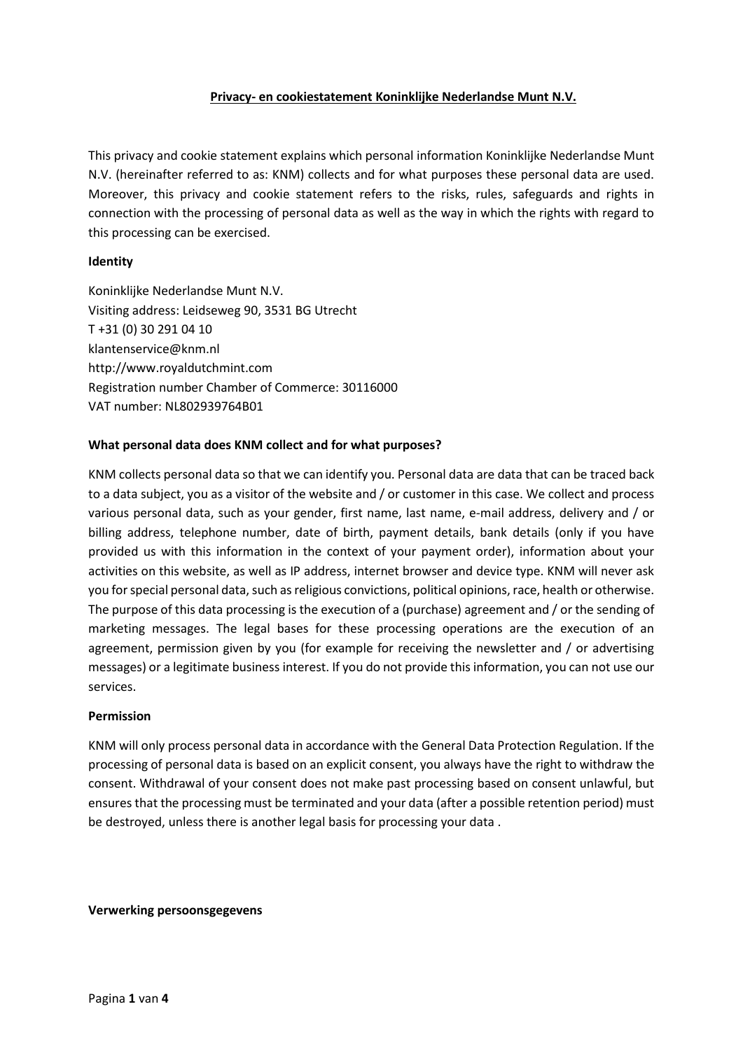# Privacy- en cookiestatement Koninklijke Nederlandse Munt N.V.

This privacy and cookie statement explains which personal information Koninklijke Nederlandse Munt N.V. (hereinafter referred to as: KNM) collects and for what purposes these personal data are used. Moreover, this privacy and cookie statement refers to the risks, rules, safeguards and rights in connection with the processing of personal data as well as the way in which the rights with regard to this processing can be exercised.

## Identity

Koninklijke Nederlandse Munt N.V.
Visiting address: Leidseweg 90, 3531 BG Utrecht
T +31 (0) 30 291 04 10
klantenservice@knm.nl
http://www.royaldutchmint.com
Registration number Chamber of Commerce: 30116000
VAT number: NL802939764B01

## What personal data does KNM collect and for what purposes?

KNM collects personal data so that we can identify you. Personal data are data that can be traced back to a data subject, you as a visitor of the website and / or customer in this case. We collect and process various personal data, such as your gender, first name, last name, e-mail address, delivery and / or billing address, telephone number, date of birth, payment details, bank details (only if you have provided us with this information in the context of your payment order), information about your activities on this website, as well as IP address, internet browser and device type. KNM will never ask you for special personal data, such as religious convictions, political opinions, race, health or otherwise. The purpose of this data processing is the execution of a (purchase) agreement and / or the sending of marketing messages. The legal bases for these processing operations are the execution of an agreement, permission given by you (for example for receiving the newsletter and / or advertising messages) or a legitimate business interest. If you do not provide this information, you can not use our services.

## Permission

KNM will only process personal data in accordance with the General Data Protection Regulation. If the processing of personal data is based on an explicit consent, you always have the right to withdraw the consent. Withdrawal of your consent does not make past processing based on consent unlawful, but ensures that the processing must be terminated and your data (after a possible retention period) must be destroyed, unless there is another legal basis for processing your data .

## Verwerking persoonsgegevens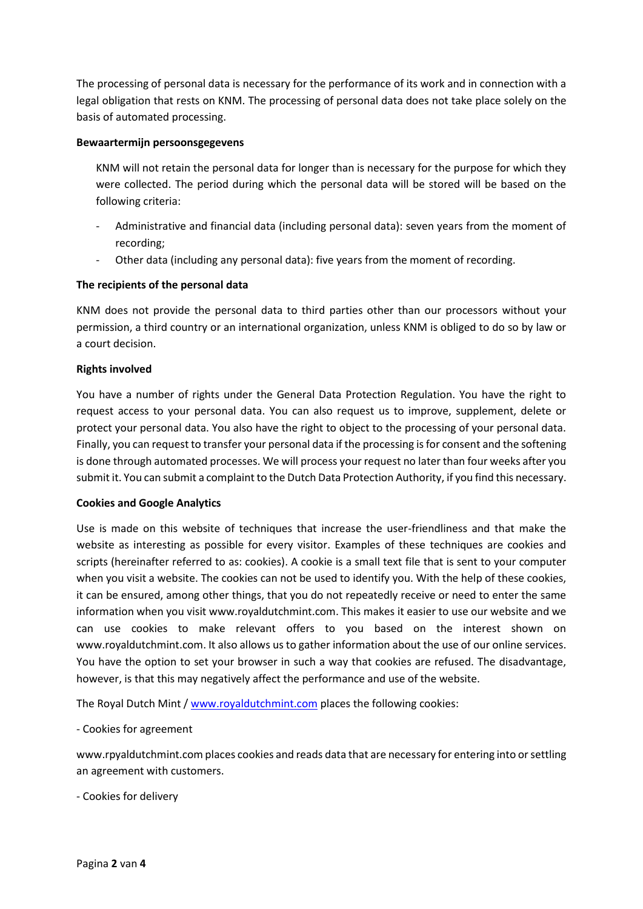The processing of personal data is necessary for the performance of its work and in connection with a legal obligation that rests on KNM. The processing of personal data does not take place solely on the basis of automated processing.

**Bewaartermijn persoonsgegevens**

KNM will not retain the personal data for longer than is necessary for the purpose for which they were collected. The period during which the personal data will be stored will be based on the following criteria:

- Administrative and financial data (including personal data): seven years from the moment of recording;
- Other data (including any personal data): five years from the moment of recording.

**The recipients of the personal data**

KNM does not provide the personal data to third parties other than our processors without your permission, a third country or an international organization, unless KNM is obliged to do so by law or a court decision.

**Rights involved**

You have a number of rights under the General Data Protection Regulation. You have the right to request access to your personal data. You can also request us to improve, supplement, delete or protect your personal data. You also have the right to object to the processing of your personal data. Finally, you can request to transfer your personal data if the processing is for consent and the softening is done through automated processes. We will process your request no later than four weeks after you submit it. You can submit a complaint to the Dutch Data Protection Authority, if you find this necessary.

**Cookies and Google Analytics**

Use is made on this website of techniques that increase the user-friendliness and that make the website as interesting as possible for every visitor. Examples of these techniques are cookies and scripts (hereinafter referred to as: cookies). A cookie is a small text file that is sent to your computer when you visit a website. The cookies can not be used to identify you. With the help of these cookies, it can be ensured, among other things, that you do not repeatedly receive or need to enter the same information when you visit www.royaldutchmint.com. This makes it easier to use our website and we can use cookies to make relevant offers to you based on the interest shown on www.royaldutchmint.com. It also allows us to gather information about the use of our online services. You have the option to set your browser in such a way that cookies are refused. The disadvantage, however, is that this may negatively affect the performance and use of the website.

The Royal Dutch Mint / [www.royaldutchmint.com](www.royaldutchmint.com) places the following cookies:

- Cookies for agreement

www.rpyaldutchmint.com places cookies and reads data that are necessary for entering into or settling an agreement with customers.

- Cookies for delivery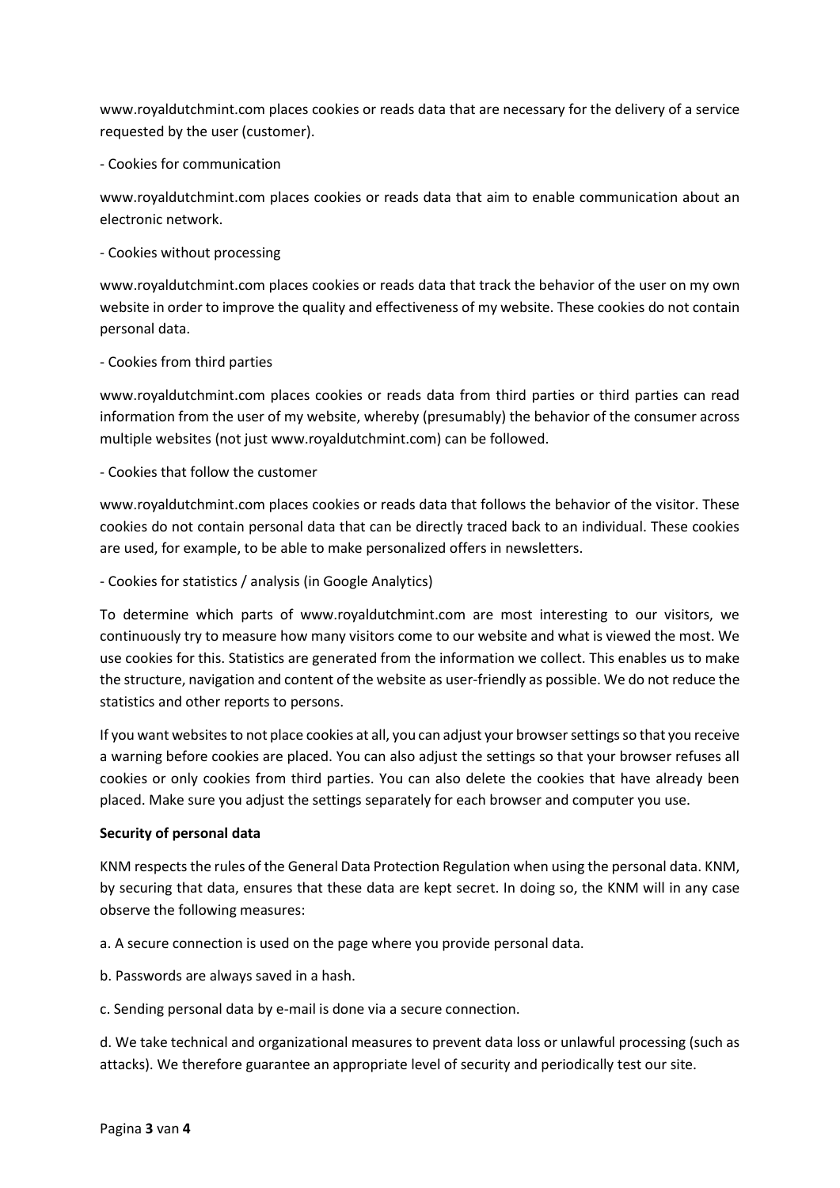www.royaldutchmint.com places cookies or reads data that are necessary for the delivery of a service requested by the user (customer).

- Cookies for communication

www.royaldutchmint.com places cookies or reads data that aim to enable communication about an electronic network.

- Cookies without processing

www.royaldutchmint.com places cookies or reads data that track the behavior of the user on my own website in order to improve the quality and effectiveness of my website. These cookies do not contain personal data.

- Cookies from third parties

www.royaldutchmint.com places cookies or reads data from third parties or third parties can read information from the user of my website, whereby (presumably) the behavior of the consumer across multiple websites (not just www.royaldutchmint.com) can be followed.

- Cookies that follow the customer

www.royaldutchmint.com places cookies or reads data that follows the behavior of the visitor. These cookies do not contain personal data that can be directly traced back to an individual. These cookies are used, for example, to be able to make personalized offers in newsletters.

- Cookies for statistics / analysis (in Google Analytics)

To determine which parts of www.royaldutchmint.com are most interesting to our visitors, we continuously try to measure how many visitors come to our website and what is viewed the most. We use cookies for this. Statistics are generated from the information we collect. This enables us to make the structure, navigation and content of the website as user-friendly as possible. We do not reduce the statistics and other reports to persons.

If you want websites to not place cookies at all, you can adjust your browser settings so that you receive a warning before cookies are placed. You can also adjust the settings so that your browser refuses all cookies or only cookies from third parties. You can also delete the cookies that have already been placed. Make sure you adjust the settings separately for each browser and computer you use.

**Security of personal data**

KNM respects the rules of the General Data Protection Regulation when using the personal data. KNM, by securing that data, ensures that these data are kept secret. In doing so, the KNM will in any case observe the following measures:

a. A secure connection is used on the page where you provide personal data.

b. Passwords are always saved in a hash.

c. Sending personal data by e-mail is done via a secure connection.

d. We take technical and organizational measures to prevent data loss or unlawful processing (such as attacks). We therefore guarantee an appropriate level of security and periodically test our site.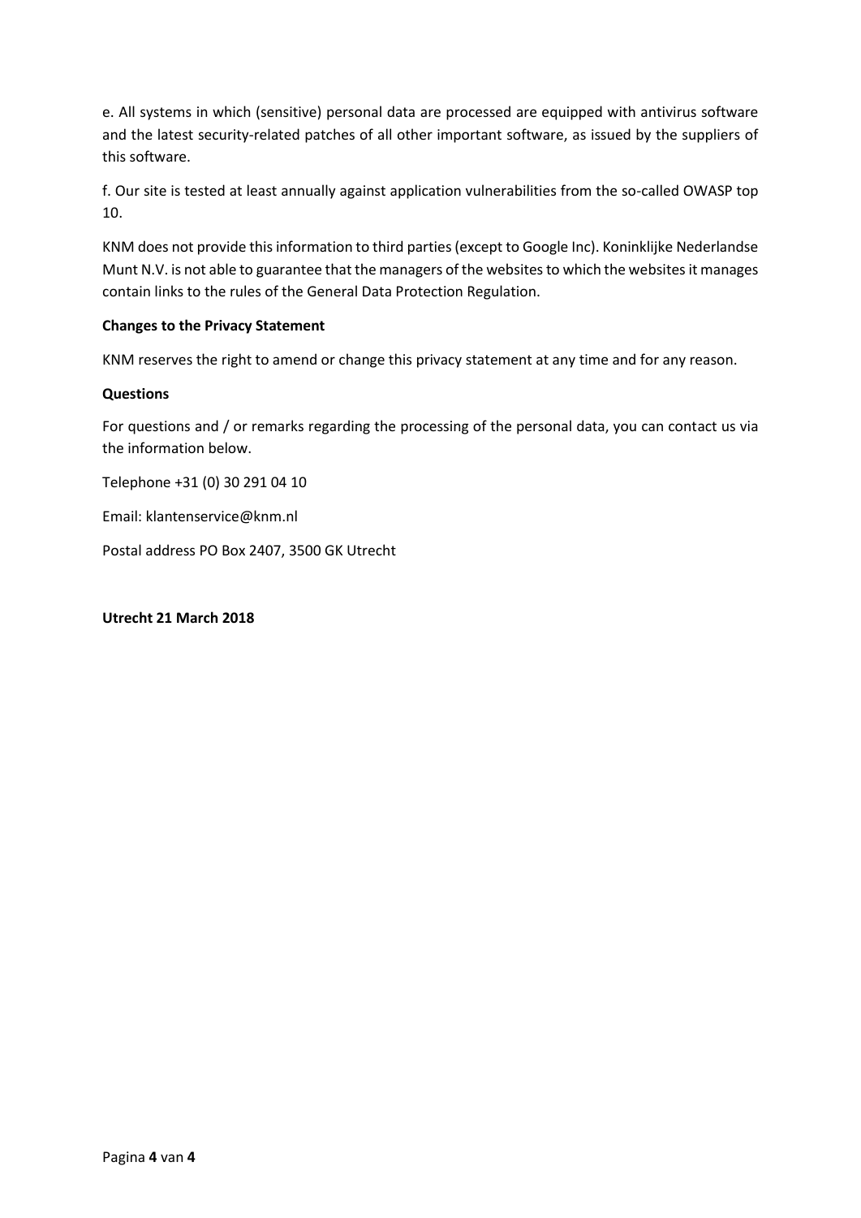e. All systems in which (sensitive) personal data are processed are equipped with antivirus software and the latest security-related patches of all other important software, as issued by the suppliers of this software.

f. Our site is tested at least annually against application vulnerabilities from the so-called OWASP top 10.

KNM does not provide this information to third parties (except to Google Inc). Koninklijke Nederlandse Munt N.V. is not able to guarantee that the managers of the websites to which the websites it manages contain links to the rules of the General Data Protection Regulation.

**Changes to the Privacy Statement**

KNM reserves the right to amend or change this privacy statement at any time and for any reason.

**Questions**

For questions and / or remarks regarding the processing of the personal data, you can contact us via the information below.

Telephone +31 (0) 30 291 04 10

Email: klantenservice@knm.nl

Postal address PO Box 2407, 3500 GK Utrecht

**Utrecht 21 March 2018**